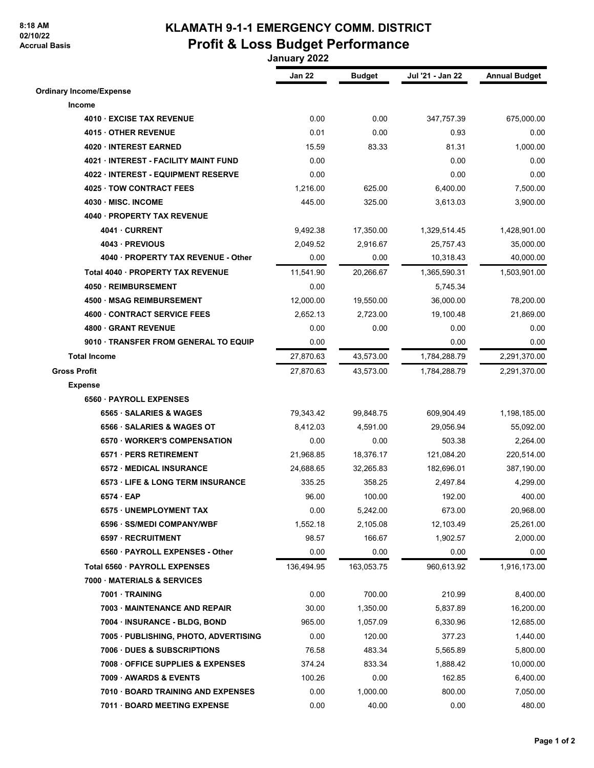8:18 AM
02/10/22
Accrual Basis

# KLAMATH 9-1-1 EMERGENCY COMM. DISTRICT
## Profit & Loss Budget Performance
### January 2022

| | Jan 22 | Budget | Jul '21 - Jan 22 | Annual Budget |
|---|---|---|---|---|
| **Ordinary Income/Expense** | | | | |
| **Income** | | | | |
| **4010 · EXCISE TAX REVENUE** | 0.00 | 0.00 | 347,757.39 | 675,000.00 |
| **4015 · OTHER REVENUE** | 0.01 | 0.00 | 0.93 | 0.00 |
| **4020 · INTEREST EARNED** | 15.59 | 83.33 | 81.31 | 1,000.00 |
| **4021 · INTEREST - FACILITY MAINT FUND** | 0.00 | | 0.00 | 0.00 |
| **4022 · INTEREST - EQUIPMENT RESERVE** | 0.00 | | 0.00 | 0.00 |
| **4025 · TOW CONTRACT FEES** | 1,216.00 | 625.00 | 6,400.00 | 7,500.00 |
| **4030 · MISC. INCOME** | 445.00 | 325.00 | 3,613.03 | 3,900.00 |
| **4040 · PROPERTY TAX REVENUE** | | | | |
| **4041 · CURRENT** | 9,492.38 | 17,350.00 | 1,329,514.45 | 1,428,901.00 |
| **4043 · PREVIOUS** | 2,049.52 | 2,916.67 | 25,757.43 | 35,000.00 |
| **4040 · PROPERTY TAX REVENUE - Other** | 0.00 | 0.00 | 10,318.43 | 40,000.00 |
| **Total 4040 · PROPERTY TAX REVENUE** | 11,541.90 | 20,266.67 | 1,365,590.31 | 1,503,901.00 |
| **4050 · REIMBURSEMENT** | 0.00 | | 5,745.34 | |
| **4500 · MSAG REIMBURSEMENT** | 12,000.00 | 19,550.00 | 36,000.00 | 78,200.00 |
| **4600 · CONTRACT SERVICE FEES** | 2,652.13 | 2,723.00 | 19,100.48 | 21,869.00 |
| **4800 · GRANT REVENUE** | 0.00 | 0.00 | 0.00 | 0.00 |
| **9010 · TRANSFER FROM GENERAL TO EQUIP** | 0.00 | | 0.00 | 0.00 |
| **Total Income** | 27,870.63 | 43,573.00 | 1,784,288.79 | 2,291,370.00 |
| **Gross Profit** | 27,870.63 | 43,573.00 | 1,784,288.79 | 2,291,370.00 |
| **Expense** | | | | |
| **6560 · PAYROLL EXPENSES** | | | | |
| **6565 · SALARIES & WAGES** | 79,343.42 | 99,848.75 | 609,904.49 | 1,198,185.00 |
| **6566 · SALARIES & WAGES OT** | 8,412.03 | 4,591.00 | 29,056.94 | 55,092.00 |
| **6570 · WORKER'S COMPENSATION** | 0.00 | 0.00 | 503.38 | 2,264.00 |
| **6571 · PERS RETIREMENT** | 21,968.85 | 18,376.17 | 121,084.20 | 220,514.00 |
| **6572 · MEDICAL INSURANCE** | 24,688.65 | 32,265.83 | 182,696.01 | 387,190.00 |
| **6573 · LIFE & LONG TERM INSURANCE** | 335.25 | 358.25 | 2,497.84 | 4,299.00 |
| **6574 · EAP** | 96.00 | 100.00 | 192.00 | 400.00 |
| **6575 · UNEMPLOYMENT TAX** | 0.00 | 5,242.00 | 673.00 | 20,968.00 |
| **6596 · SS/MEDI COMPANY/WBF** | 1,552.18 | 2,105.08 | 12,103.49 | 25,261.00 |
| **6597 · RECRUITMENT** | 98.57 | 166.67 | 1,902.57 | 2,000.00 |
| **6560 · PAYROLL EXPENSES - Other** | 0.00 | 0.00 | 0.00 | 0.00 |
| **Total 6560 · PAYROLL EXPENSES** | 136,494.95 | 163,053.75 | 960,613.92 | 1,916,173.00 |
| **7000 · MATERIALS & SERVICES** | | | | |
| **7001 · TRAINING** | 0.00 | 700.00 | 210.99 | 8,400.00 |
| **7003 · MAINTENANCE AND REPAIR** | 30.00 | 1,350.00 | 5,837.89 | 16,200.00 |
| **7004 · INSURANCE - BLDG, BOND** | 965.00 | 1,057.09 | 6,330.96 | 12,685.00 |
| **7005 · PUBLISHING, PHOTO, ADVERTISING** | 0.00 | 120.00 | 377.23 | 1,440.00 |
| **7006 · DUES & SUBSCRIPTIONS** | 76.58 | 483.34 | 5,565.89 | 5,800.00 |
| **7008 · OFFICE SUPPLIES & EXPENSES** | 374.24 | 833.34 | 1,888.42 | 10,000.00 |
| **7009 · AWARDS & EVENTS** | 100.26 | 0.00 | 162.85 | 6,400.00 |
| **7010 · BOARD TRAINING AND EXPENSES** | 0.00 | 1,000.00 | 800.00 | 7,050.00 |
| **7011 · BOARD MEETING EXPENSE** | 0.00 | 40.00 | 0.00 | 480.00 |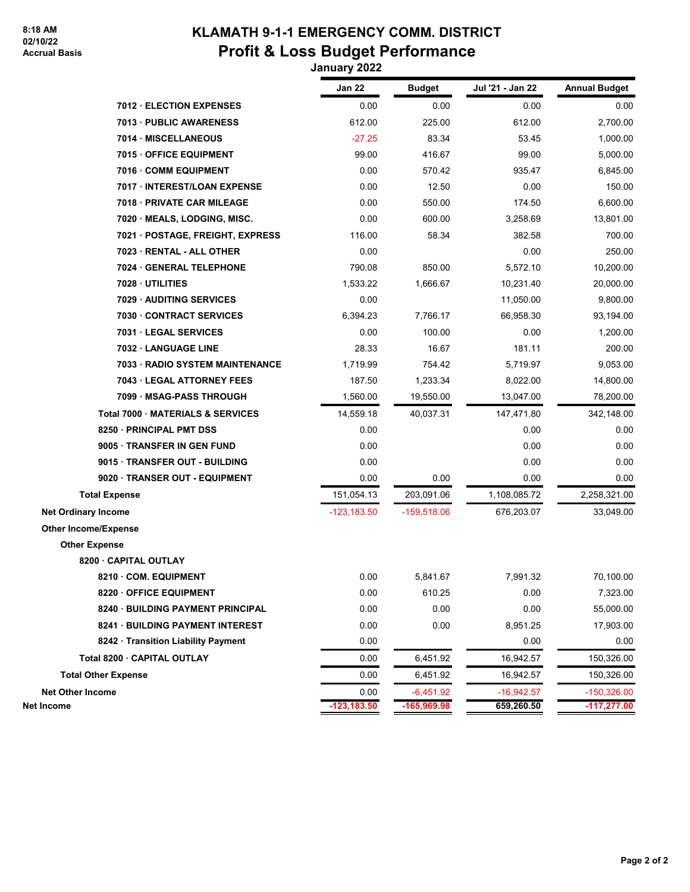8:18 AM
02/10/22
Accrual Basis

# KLAMATH 9-1-1 EMERGENCY COMM. DISTRICT
## Profit & Loss Budget Performance
### January 2022

| | Jan 22 | Budget | Jul '21 - Jan 22 | Annual Budget |
|---|---|---|---|---|
| 7012 · ELECTION EXPENSES | 0.00 | 0.00 | 0.00 | 0.00 |
| 7013 · PUBLIC AWARENESS | 612.00 | 225.00 | 612.00 | 2,700.00 |
| 7014 · MISCELLANEOUS | -27.25 | 83.34 | 53.45 | 1,000.00 |
| 7015 · OFFICE EQUIPMENT | 99.00 | 416.67 | 99.00 | 5,000.00 |
| 7016 · COMM EQUIPMENT | 0.00 | 570.42 | 935.47 | 6,845.00 |
| 7017 · INTEREST/LOAN EXPENSE | 0.00 | 12.50 | 0.00 | 150.00 |
| 7018 · PRIVATE CAR MILEAGE | 0.00 | 550.00 | 174.50 | 6,600.00 |
| 7020 · MEALS, LODGING, MISC. | 0.00 | 600.00 | 3,258.69 | 13,801.00 |
| 7021 · POSTAGE, FREIGHT, EXPRESS | 116.00 | 58.34 | 382.58 | 700.00 |
| 7023 · RENTAL - ALL OTHER | 0.00 | | 0.00 | 250.00 |
| 7024 · GENERAL TELEPHONE | 790.08 | 850.00 | 5,572.10 | 10,200.00 |
| 7028 · UTILITIES | 1,533.22 | 1,666.67 | 10,231.40 | 20,000.00 |
| 7029 · AUDITING SERVICES | 0.00 | | 11,050.00 | 9,800.00 |
| 7030 · CONTRACT SERVICES | 6,394.23 | 7,766.17 | 66,958.30 | 93,194.00 |
| 7031 · LEGAL SERVICES | 0.00 | 100.00 | 0.00 | 1,200.00 |
| 7032 · LANGUAGE LINE | 28.33 | 16.67 | 181.11 | 200.00 |
| 7033 · RADIO SYSTEM MAINTENANCE | 1,719.99 | 754.42 | 5,719.97 | 9,053.00 |
| 7043 · LEGAL ATTORNEY FEES | 187.50 | 1,233.34 | 8,022.00 | 14,800.00 |
| 7099 · MSAG-PASS THROUGH | 1,560.00 | 19,550.00 | 13,047.00 | 78,200.00 |
| Total 7000 · MATERIALS & SERVICES | 14,559.18 | 40,037.31 | 147,471.80 | 342,148.00 |
| 8250 · PRINCIPAL PMT DSS | 0.00 | | 0.00 | 0.00 |
| 9005 · TRANSFER IN GEN FUND | 0.00 | | 0.00 | 0.00 |
| 9015 · TRANSFER OUT - BUILDING | 0.00 | | 0.00 | 0.00 |
| 9020 · TRANSER OUT - EQUIPMENT | 0.00 | 0.00 | 0.00 | 0.00 |
| Total Expense | 151,054.13 | 203,091.06 | 1,108,085.72 | 2,258,321.00 |
| Net Ordinary Income | -123,183.50 | -159,518.06 | 676,203.07 | 33,049.00 |
| Other Income/Expense | | | | |
| Other Expense | | | | |
| 8200 · CAPITAL OUTLAY | | | | |
| 8210 · COM. EQUIPMENT | 0.00 | 5,841.67 | 7,991.32 | 70,100.00 |
| 8220 · OFFICE EQUIPMENT | 0.00 | 610.25 | 0.00 | 7,323.00 |
| 8240 · BUILDING PAYMENT PRINCIPAL | 0.00 | 0.00 | 0.00 | 55,000.00 |
| 8241 · BUILDING PAYMENT INTEREST | 0.00 | 0.00 | 8,951.25 | 17,903.00 |
| 8242 · Transition Liability Payment | 0.00 | | 0.00 | 0.00 |
| Total 8200 · CAPITAL OUTLAY | 0.00 | 6,451.92 | 16,942.57 | 150,326.00 |
| Total Other Expense | 0.00 | 6,451.92 | 16,942.57 | 150,326.00 |
| Net Other Income | 0.00 | -6,451.92 | -16,942.57 | -150,326.00 |
| Net Income | -123,183.50 | -165,969.98 | 659,260.50 | -117,277.00 |